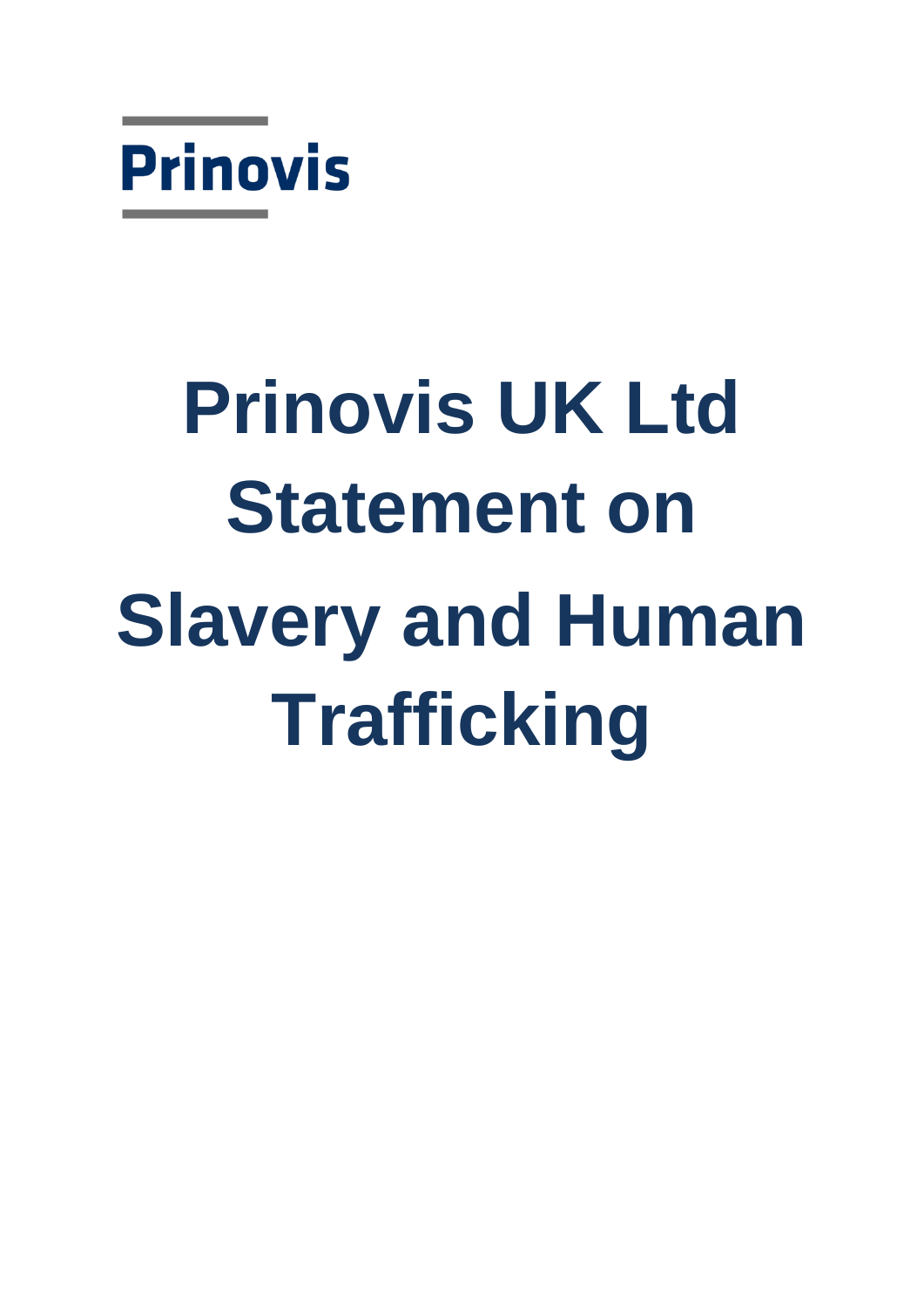Prinovis

# Prinovis UK Ltd Statement on Slavery and Human Trafficking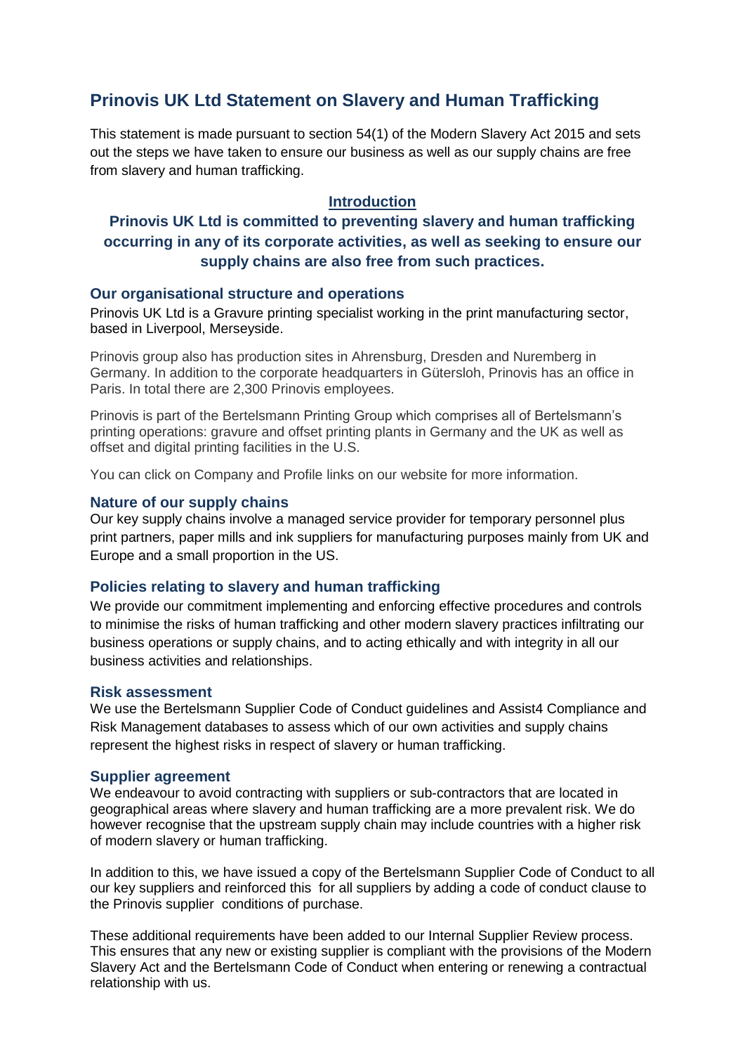# Prinovis UK Ltd Statement on Slavery and Human Trafficking

This statement is made pursuant to section 54(1) of the Modern Slavery Act 2015 and sets out the steps we have taken to ensure our business as well as our supply chains are free from slavery and human trafficking.

## Introduction

**Prinovis UK Ltd is committed to preventing slavery and human trafficking occurring in any of its corporate activities, as well as seeking to ensure our supply chains are also free from such practices.**

### Our organisational structure and operations

Prinovis UK Ltd is a Gravure printing specialist working in the print manufacturing sector, based in Liverpool, Merseyside.

Prinovis group also has production sites in Ahrensburg, Dresden and Nuremberg in Germany. In addition to the corporate headquarters in Gütersloh, Prinovis has an office in Paris. In total there are 2,300 Prinovis employees.

Prinovis is part of the Bertelsmann Printing Group which comprises all of Bertelsmann's printing operations: gravure and offset printing plants in Germany and the UK as well as offset and digital printing facilities in the U.S.

You can click on Company and Profile links on our website for more information.

### Nature of our supply chains

Our key supply chains involve a managed service provider for temporary personnel plus print partners, paper mills and ink suppliers for manufacturing purposes mainly from UK and Europe and a small proportion in the US.

### Policies relating to slavery and human trafficking

We provide our commitment implementing and enforcing effective procedures and controls to minimise the risks of human trafficking and other modern slavery practices infiltrating our business operations or supply chains, and to acting ethically and with integrity in all our business activities and relationships.

### Risk assessment

We use the Bertelsmann Supplier Code of Conduct guidelines and Assist4 Compliance and Risk Management databases to assess which of our own activities and supply chains represent the highest risks in respect of slavery or human trafficking.

### Supplier agreement

We endeavour to avoid contracting with suppliers or sub-contractors that are located in geographical areas where slavery and human trafficking are a more prevalent risk. We do however recognise that the upstream supply chain may include countries with a higher risk of modern slavery or human trafficking.

In addition to this, we have issued a copy of the Bertelsmann Supplier Code of Conduct to all our key suppliers and reinforced this for all suppliers by adding a code of conduct clause to the Prinovis supplier conditions of purchase.

These additional requirements have been added to our Internal Supplier Review process. This ensures that any new or existing supplier is compliant with the provisions of the Modern Slavery Act and the Bertelsmann Code of Conduct when entering or renewing a contractual relationship with us.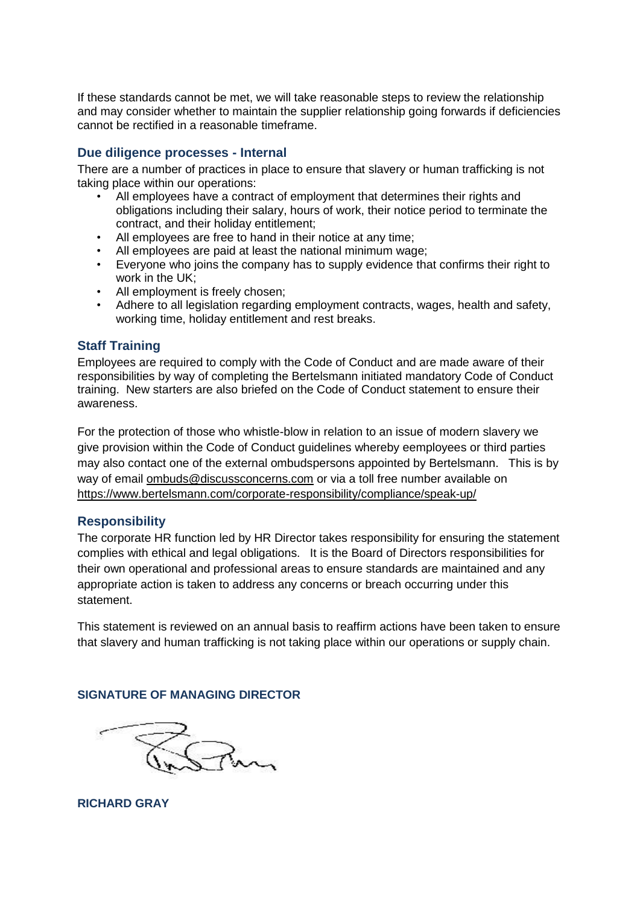If these standards cannot be met, we will take reasonable steps to review the relationship and may consider whether to maintain the supplier relationship going forwards if deficiencies cannot be rectified in a reasonable timeframe.

## Due diligence processes - Internal

There are a number of practices in place to ensure that slavery or human trafficking is not taking place within our operations:

- All employees have a contract of employment that determines their rights and obligations including their salary, hours of work, their notice period to terminate the contract, and their holiday entitlement;
- All employees are free to hand in their notice at any time;
- All employees are paid at least the national minimum wage;
- Everyone who joins the company has to supply evidence that confirms their right to work in the UK;
- All employment is freely chosen;
- Adhere to all legislation regarding employment contracts, wages, health and safety, working time, holiday entitlement and rest breaks.

## Staff Training

Employees are required to comply with the Code of Conduct and are made aware of their responsibilities by way of completing the Bertelsmann initiated mandatory Code of Conduct training. New starters are also briefed on the Code of Conduct statement to ensure their awareness.

For the protection of those who whistle-blow in relation to an issue of modern slavery we give provision within the Code of Conduct guidelines whereby eemployees or third parties may also contact one of the external ombudspersons appointed by Bertelsmann. This is by way of email ombuds@discussconcerns.com or via a toll free number available on https://www.bertelsmann.com/corporate-responsibility/compliance/speak-up/

## Responsibility

The corporate HR function led by HR Director takes responsibility for ensuring the statement complies with ethical and legal obligations. It is the Board of Directors responsibilities for their own operational and professional areas to ensure standards are maintained and any appropriate action is taken to address any concerns or breach occurring under this statement.

This statement is reviewed on an annual basis to reaffirm actions have been taken to ensure that slavery and human trafficking is not taking place within our operations or supply chain.

**SIGNATURE OF MANAGING DIRECTOR**

**RICHARD GRAY**